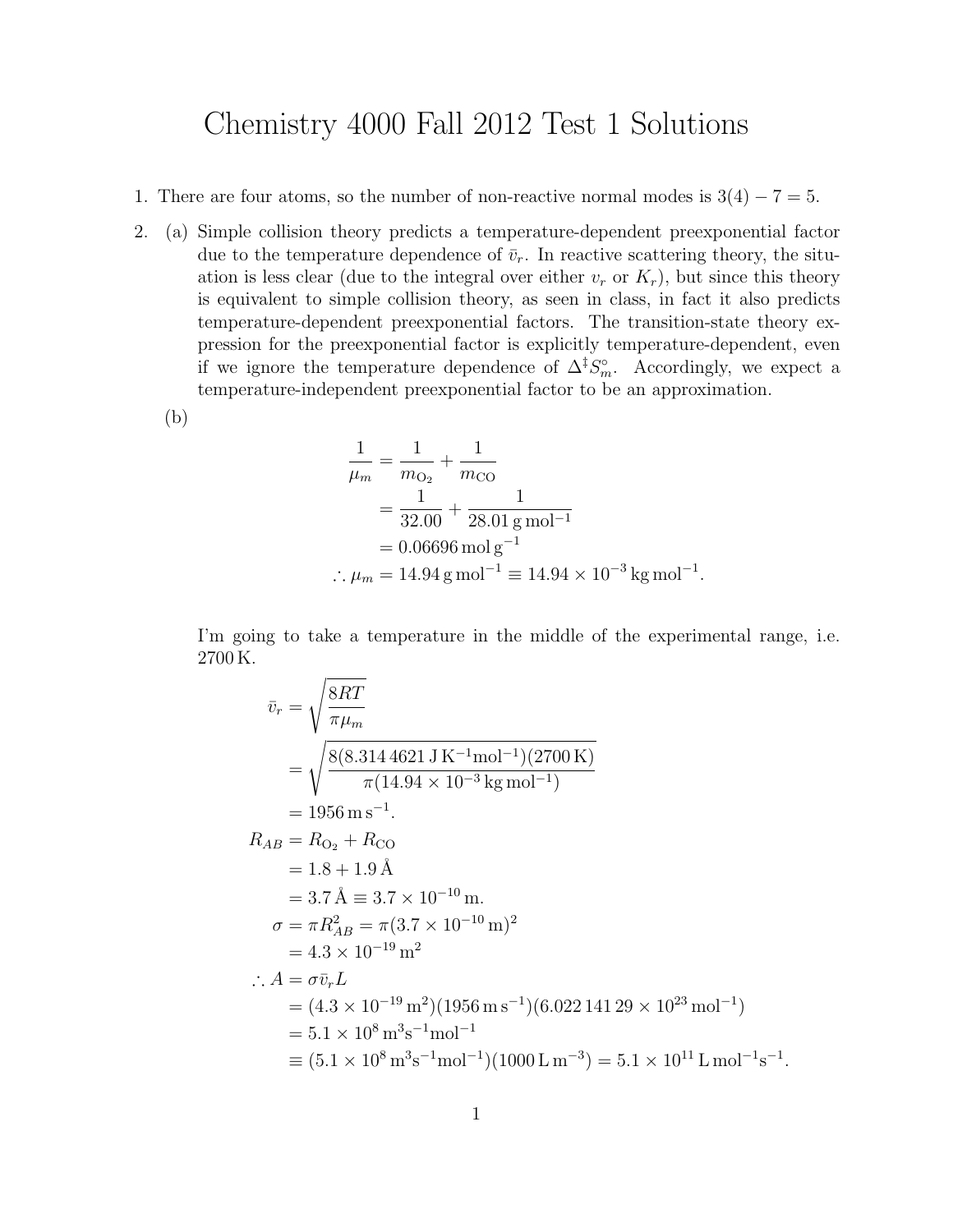# Chemistry 4000 Fall 2012 Test 1 Solutions

1. There are four atoms, so the number of non-reactive normal modes is $3(4) - 7 = 5$.

2. (a) Simple collision theory predicts a temperature-dependent preexponential factor due to the temperature dependence of $\bar{v}_r$. In reactive scattering theory, the situation is less clear (due to the integral over either $v_r$ or $K_r$), but since this theory is equivalent to simple collision theory, as seen in class, in fact it also predicts temperature-dependent preexponential factors. The transition-state theory expression for the preexponential factor is explicitly temperature-dependent, even if we ignore the temperature dependence of $\Delta^{\ddagger} S_m^{\circ}$. Accordingly, we expect a temperature-independent preexponential factor to be an approximation.

   (b)

$$
\begin{aligned}
\frac{1}{\mu_m} &= \frac{1}{m_{O_2}} + \frac{1}{m_{CO}} \\
&= \frac{1}{32.00} + \frac{1}{28.01\,\text{g}\,\text{mol}^{-1}} \\
&= 0.06696\,\text{mol}\,\text{g}^{-1} \\
\therefore \mu_m &= 14.94\,\text{g}\,\text{mol}^{-1} \equiv 14.94 \times 10^{-3}\,\text{kg}\,\text{mol}^{-1}.
\end{aligned}
$$

   I'm going to take a temperature in the middle of the experimental range, i.e. 2700 K.

$$
\begin{aligned}
\bar{v}_r &= \sqrt{\frac{8RT}{\pi \mu_m}} \\
&= \sqrt{\frac{8(8.314\,4621\,\text{J}\,\text{K}^{-1}\text{mol}^{-1})(2700\,\text{K})}{\pi(14.94 \times 10^{-3}\,\text{kg}\,\text{mol}^{-1})}} \\
&= 1956\,\text{m}\,\text{s}^{-1}. \\
R_{AB} &= R_{O_2} + R_{CO} \\
&= 1.8 + 1.9\,\text{Å} \\
&= 3.7\,\text{Å} \equiv 3.7 \times 10^{-10}\,\text{m}. \\
\sigma &= \pi R_{AB}^2 = \pi(3.7 \times 10^{-10}\,\text{m})^2 \\
&= 4.3 \times 10^{-19}\,\text{m}^2 \\
\therefore A &= \sigma \bar{v}_r L \\
&= (4.3 \times 10^{-19}\,\text{m}^2)(1956\,\text{m}\,\text{s}^{-1})(6.022\,141\,29 \times 10^{23}\,\text{mol}^{-1}) \\
&= 5.1 \times 10^{8}\,\text{m}^3\text{s}^{-1}\text{mol}^{-1} \\
&\equiv (5.1 \times 10^{8}\,\text{m}^3\text{s}^{-1}\text{mol}^{-1})(1000\,\text{L}\,\text{m}^{-3}) = 5.1 \times 10^{11}\,\text{L}\,\text{mol}^{-1}\text{s}^{-1}.
\end{aligned}
$$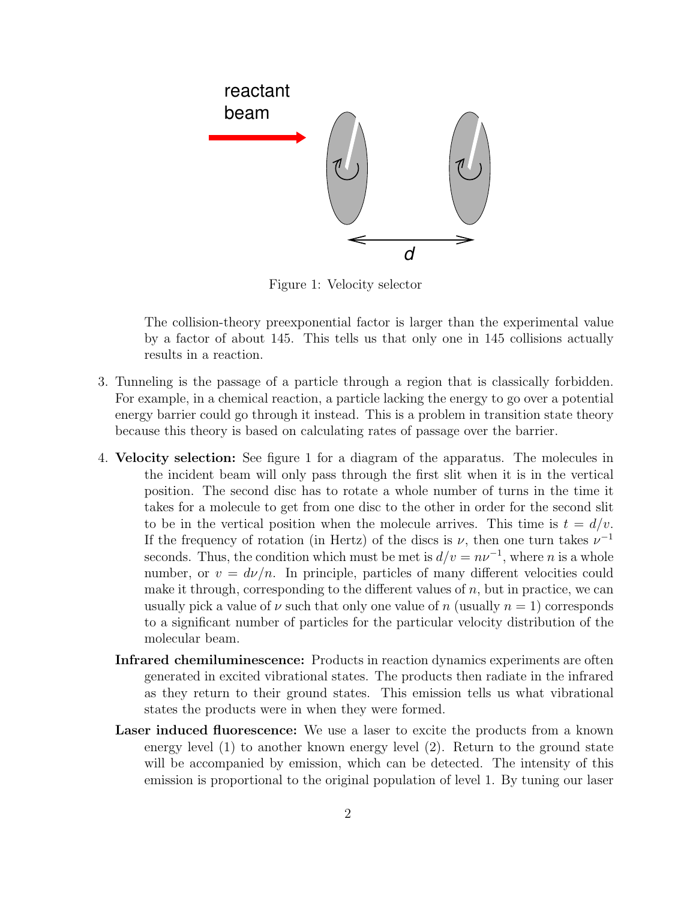Figure 1: Velocity selector

The collision-theory preexponential factor is larger than the experimental value by a factor of about 145. This tells us that only one in 145 collisions actually results in a reaction.

3. Tunneling is the passage of a particle through a region that is classically forbidden. For example, in a chemical reaction, a particle lacking the energy to go over a potential energy barrier could go through it instead. This is a problem in transition state theory because this theory is based on calculating rates of passage over the barrier.

4. **Velocity selection:** See figure 1 for a diagram of the apparatus. The molecules in the incident beam will only pass through the first slit when it is in the vertical position. The second disc has to rotate a whole number of turns in the time it takes for a molecule to get from one disc to the other in order for the second slit to be in the vertical position when the molecule arrives. This time is $t = d/v$. If the frequency of rotation (in Hertz) of the discs is $\nu$, then one turn takes $\nu^{-1}$ seconds. Thus, the condition which must be met is $d/v = n\nu^{-1}$, where $n$ is a whole number, or $v = d\nu/n$. In principle, particles of many different velocities could make it through, corresponding to the different values of $n$, but in practice, we can usually pick a value of $\nu$ such that only one value of $n$ (usually $n = 1$) corresponds to a significant number of particles for the particular velocity distribution of the molecular beam.

   **Infrared chemiluminescence:** Products in reaction dynamics experiments are often generated in excited vibrational states. The products then radiate in the infrared as they return to their ground states. This emission tells us what vibrational states the products were in when they were formed.

   **Laser induced fluorescence:** We use a laser to excite the products from a known energy level (1) to another known energy level (2). Return to the ground state will be accompanied by emission, which can be detected. The intensity of this emission is proportional to the original population of level 1. By tuning our laser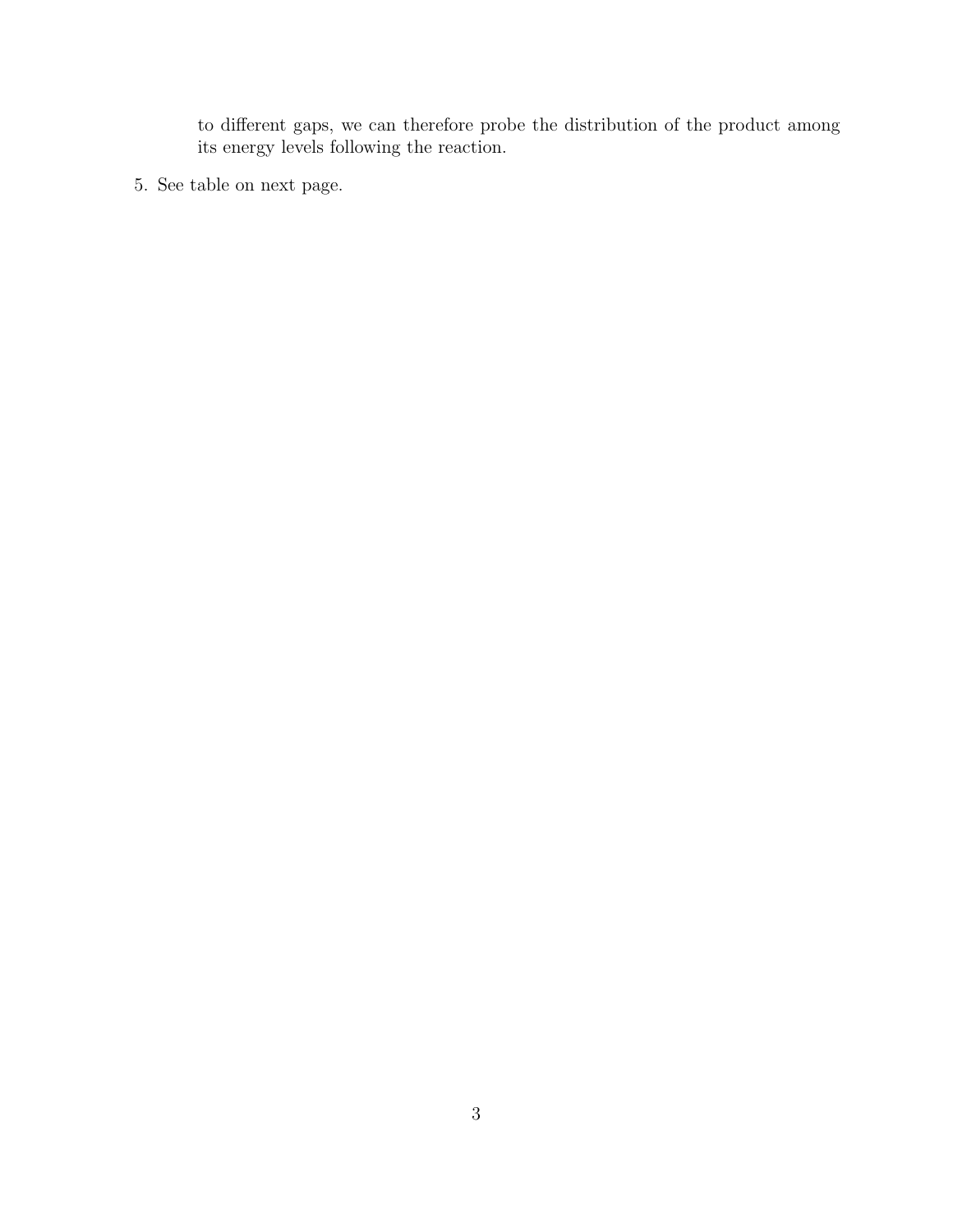to different gaps, we can therefore probe the distribution of the product among its energy levels following the reaction.

5. See table on next page.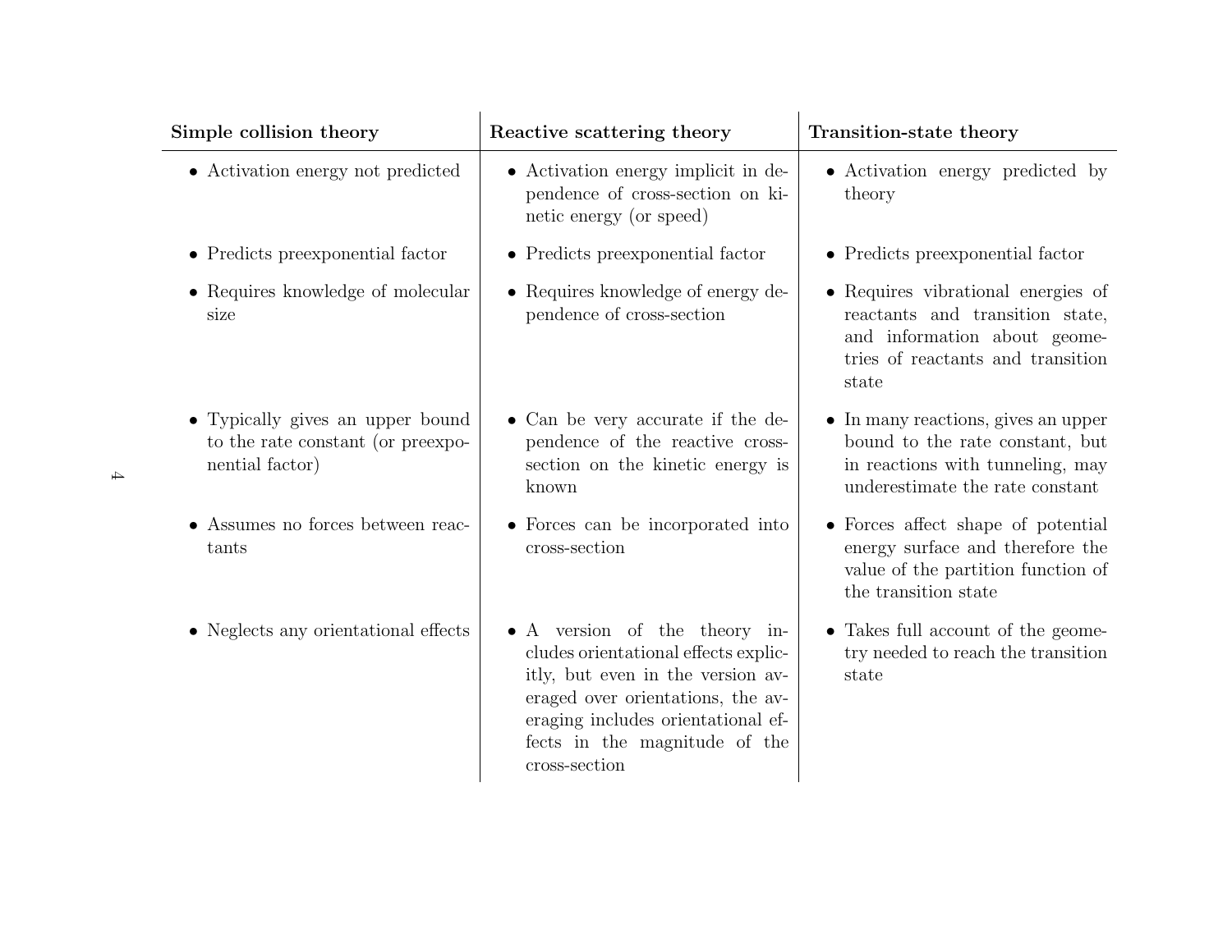| **Simple collision theory** | **Reactive scattering theory** | **Transition-state theory** |
|---|---|---|
| • Activation energy not predicted | • Activation energy implicit in dependence of cross-section on kinetic energy (or speed) | • Activation energy predicted by theory |
| • Predicts preexponential factor | • Predicts preexponential factor | • Predicts preexponential factor |
| • Requires knowledge of molecular size | • Requires knowledge of energy dependence of cross-section | • Requires vibrational energies of reactants and transition state, and information about geometries of reactants and transition state |
| • Typically gives an upper bound to the rate constant (or preexponential factor) | • Can be very accurate if the dependence of the reactive cross-section on the kinetic energy is known | • In many reactions, gives an upper bound to the rate constant, but in reactions with tunneling, may underestimate the rate constant |
| • Assumes no forces between reactants | • Forces can be incorporated into cross-section | • Forces affect shape of potential energy surface and therefore the value of the partition function of the transition state |
| • Neglects any orientational effects | • A version of the theory includes orientational effects explicitly, but even in the version averaged over orientations, the averaging includes orientational effects in the magnitude of the cross-section | • Takes full account of the geometry needed to reach the transition state |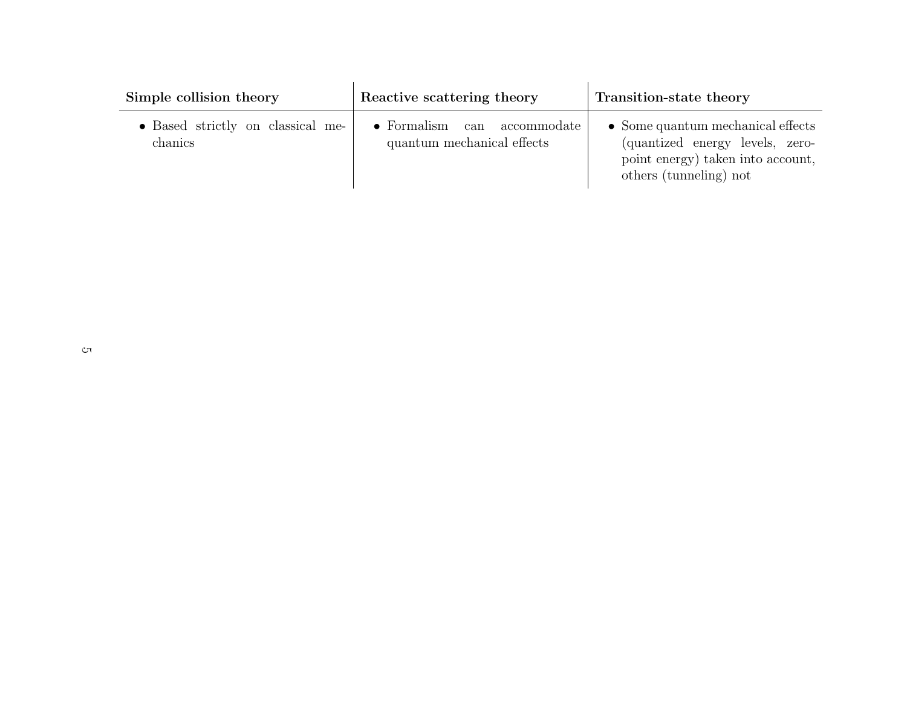| **Simple collision theory** | **Reactive scattering theory** | **Transition-state theory** |
|---|---|---|
| • Based strictly on classical mechanics | • Formalism can accommodate quantum mechanical effects | • Some quantum mechanical effects (quantized energy levels, zero-point energy) taken into account, others (tunneling) not |